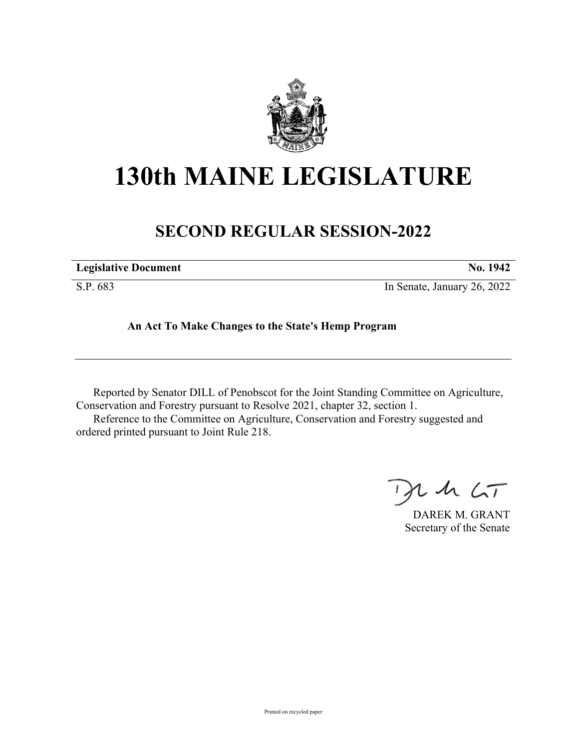# 130th MAINE LEGISLATURE

## SECOND REGULAR SESSION-2022

**Legislative Document** **No. 1942**

S.P. 683 In Senate, January 26, 2022

**An Act To Make Changes to the State's Hemp Program**

---

Reported by Senator DILL of Penobscot for the Joint Standing Committee on Agriculture, Conservation and Forestry pursuant to Resolve 2021, chapter 32, section 1.

Reference to the Committee on Agriculture, Conservation and Forestry suggested and ordered printed pursuant to Joint Rule 218.

DAREK M. GRANT
Secretary of the Senate

Printed on recycled paper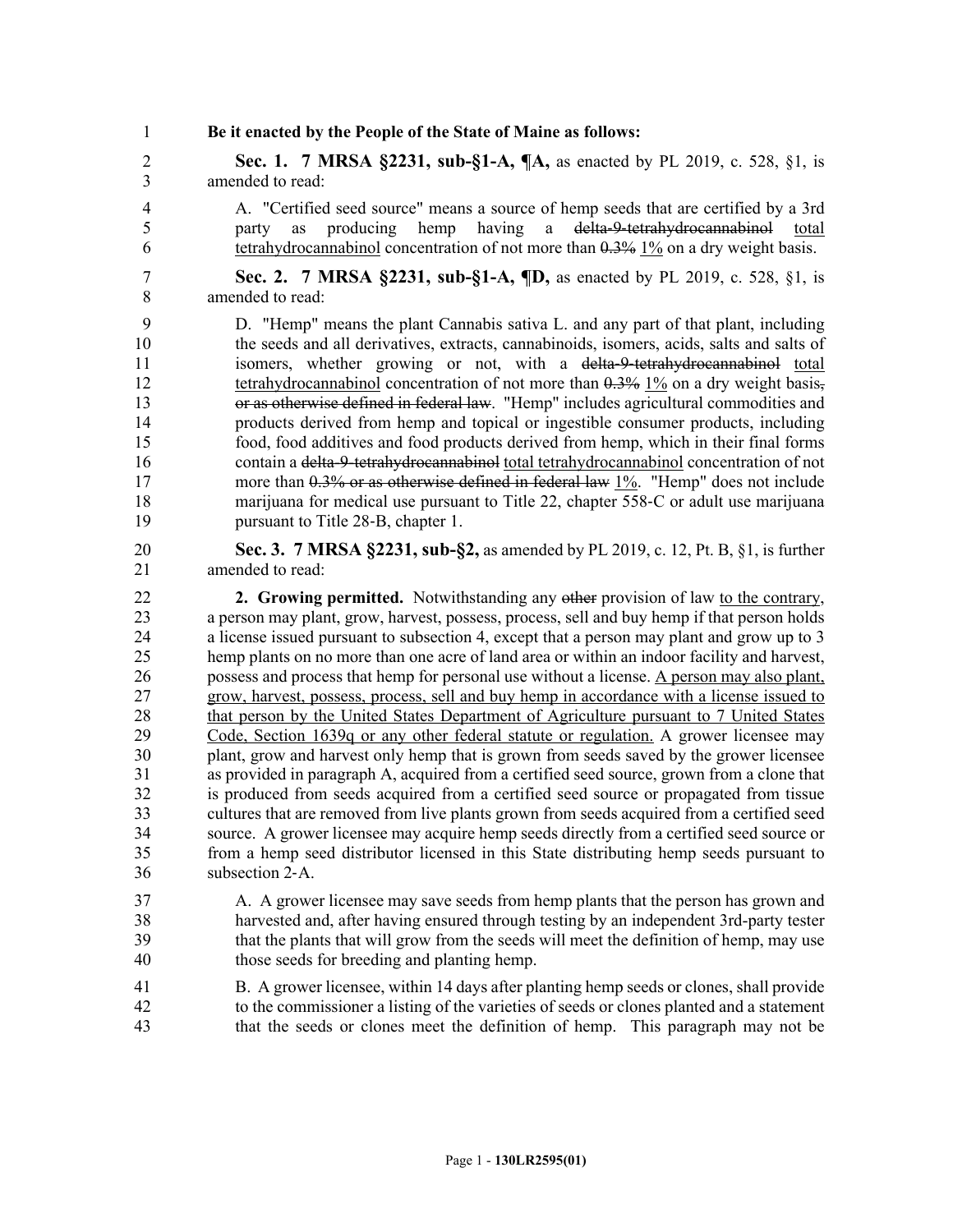**Be it enacted by the People of the State of Maine as follows:**

**Sec. 1. 7 MRSA §2231, sub-§1-A, ¶A,** as enacted by PL 2019, c. 528, §1, is amended to read:

A. "Certified seed source" means a source of hemp seeds that are certified by a 3rd party as producing hemp having a ~~delta-9-tetrahydrocannabinol~~ total tetrahydrocannabinol concentration of not more than ~~0.3%~~ 1% on a dry weight basis.

**Sec. 2. 7 MRSA §2231, sub-§1-A, ¶D,** as enacted by PL 2019, c. 528, §1, is amended to read:

D. "Hemp" means the plant Cannabis sativa L. and any part of that plant, including the seeds and all derivatives, extracts, cannabinoids, isomers, acids, salts and salts of isomers, whether growing or not, with a ~~delta-9-tetrahydrocannabinol~~ total tetrahydrocannabinol concentration of not more than ~~0.3%~~ 1% on a dry weight basis~~, or as otherwise defined in federal law~~. "Hemp" includes agricultural commodities and products derived from hemp and topical or ingestible consumer products, including food, food additives and food products derived from hemp, which in their final forms contain a ~~delta-9-tetrahydrocannabinol~~ total tetrahydrocannabinol concentration of not more than ~~0.3% or as otherwise defined in federal law~~ 1%. "Hemp" does not include marijuana for medical use pursuant to Title 22, chapter 558-C or adult use marijuana pursuant to Title 28-B, chapter 1.

**Sec. 3. 7 MRSA §2231, sub-§2,** as amended by PL 2019, c. 12, Pt. B, §1, is further amended to read:

**2. Growing permitted.** Notwithstanding any ~~other~~ provision of law to the contrary, a person may plant, grow, harvest, possess, process, sell and buy hemp if that person holds a license issued pursuant to subsection 4, except that a person may plant and grow up to 3 hemp plants on no more than one acre of land area or within an indoor facility and harvest, possess and process that hemp for personal use without a license. A person may also plant, grow, harvest, possess, process, sell and buy hemp in accordance with a license issued to that person by the United States Department of Agriculture pursuant to 7 United States Code, Section 1639q or any other federal statute or regulation. A grower licensee may plant, grow and harvest only hemp that is grown from seeds saved by the grower licensee as provided in paragraph A, acquired from a certified seed source, grown from a clone that is produced from seeds acquired from a certified seed source or propagated from tissue cultures that are removed from live plants grown from seeds acquired from a certified seed source. A grower licensee may acquire hemp seeds directly from a certified seed source or from a hemp seed distributor licensed in this State distributing hemp seeds pursuant to subsection 2-A.

A. A grower licensee may save seeds from hemp plants that the person has grown and harvested and, after having ensured through testing by an independent 3rd-party tester that the plants that will grow from the seeds will meet the definition of hemp, may use those seeds for breeding and planting hemp.

B. A grower licensee, within 14 days after planting hemp seeds or clones, shall provide to the commissioner a listing of the varieties of seeds or clones planted and a statement that the seeds or clones meet the definition of hemp. This paragraph may not be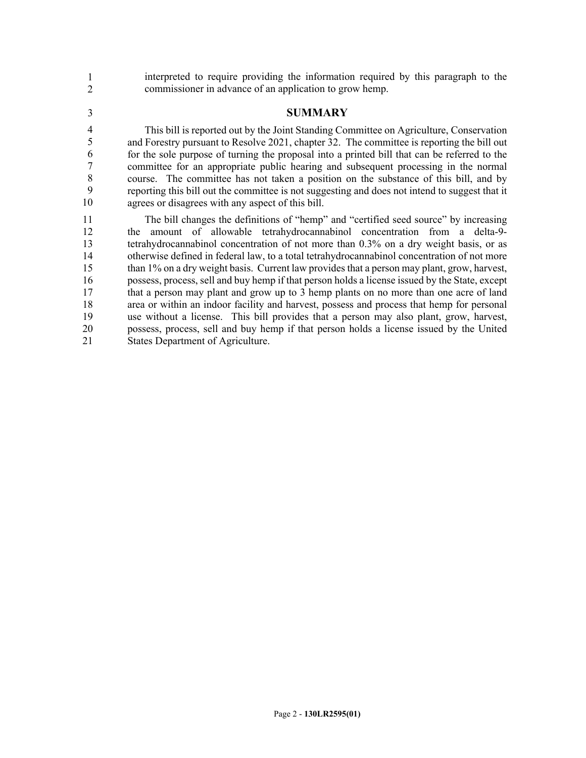interpreted to require providing the information required by this paragraph to the commissioner in advance of an application to grow hemp.

## SUMMARY

This bill is reported out by the Joint Standing Committee on Agriculture, Conservation and Forestry pursuant to Resolve 2021, chapter 32. The committee is reporting the bill out for the sole purpose of turning the proposal into a printed bill that can be referred to the committee for an appropriate public hearing and subsequent processing in the normal course. The committee has not taken a position on the substance of this bill, and by reporting this bill out the committee is not suggesting and does not intend to suggest that it agrees or disagrees with any aspect of this bill.

The bill changes the definitions of "hemp" and "certified seed source" by increasing the amount of allowable tetrahydrocannabinol concentration from a delta-9-tetrahydrocannabinol concentration of not more than 0.3% on a dry weight basis, or as otherwise defined in federal law, to a total tetrahydrocannabinol concentration of not more than 1% on a dry weight basis. Current law provides that a person may plant, grow, harvest, possess, process, sell and buy hemp if that person holds a license issued by the State, except that a person may plant and grow up to 3 hemp plants on no more than one acre of land area or within an indoor facility and harvest, possess and process that hemp for personal use without a license. This bill provides that a person may also plant, grow, harvest, possess, process, sell and buy hemp if that person holds a license issued by the United States Department of Agriculture.